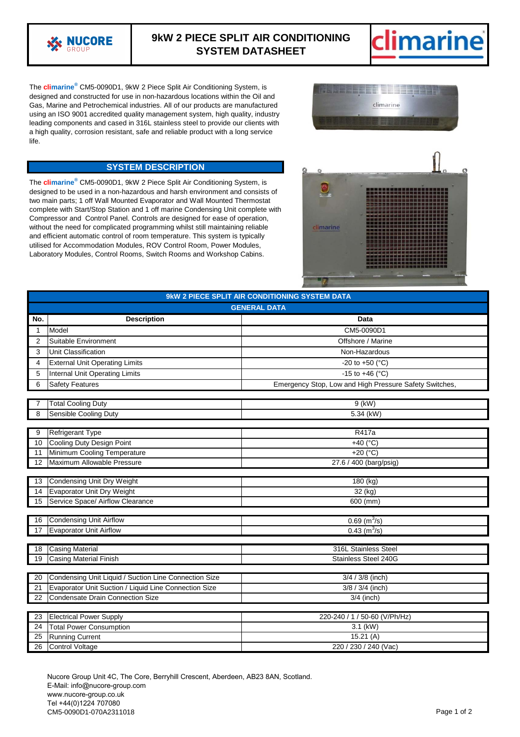# 9kW 2 PIECE SPLIT AIR CONDITIONING SYSTEM DATASHEET

The **climarine®** CM5-0090D1, 9kW 2 Piece Split Air Conditioning System, is designed and constructed for use in non-hazardous locations within the Oil and Gas, Marine and Petrochemical industries. All of our products are manufactured using an ISO 9001 accredited quality management system, high quality, industry leading components and cased in 316L stainless steel to provide our clients with a high quality, corrosion resistant, safe and reliable product with a long service life.

## SYSTEM DESCRIPTION

The **climarine®** CM5-0090D1, 9kW 2 Piece Split Air Conditioning System, is designed to be used in a non-hazardous and harsh environment and consists of two main parts; 1 off Wall Mounted Evaporator and Wall Mounted Thermostat complete with Start/Stop Station and 1 off marine Condensing Unit complete with Compressor and Control Panel. Controls are designed for ease of operation, without the need for complicated programming whilst still maintaining reliable and efficient automatic control of room temperature. This system is typically utilised for Accommodation Modules, ROV Control Room, Power Modules, Laboratory Modules, Control Rooms, Switch Rooms and Workshop Cabins.

## 9kW 2 PIECE SPLIT AIR CONDITIONING SYSTEM DATA

### GENERAL DATA

| No. | Description | Data |
|---|---|---|
| 1 | Model | CM5-0090D1 |
| 2 | Suitable Environment | Offshore / Marine |
| 3 | Unit Classification | Non-Hazardous |
| 4 | External Unit Operating Limits | -20 to +50 (°C) |
| 5 | Internal Unit Operating Limits | -15 to +46 (°C) |
| 6 | Safety Features | Emergency Stop, Low and High Pressure Safety Switches, |
| 7 | Total Cooling Duty | 9 (kW) |
| 8 | Sensible Cooling Duty | 5.34 (kW) |
| 9 | Refrigerant Type | R417a |
| 10 | Cooling Duty Design Point | +40 (°C) |
| 11 | Minimum Cooling Temperature | +20 (°C) |
| 12 | Maximum Allowable Pressure | 27.6 / 400 (barg/psig) |
| 13 | Condensing Unit Dry Weight | 180 (kg) |
| 14 | Evaporator Unit Dry Weight | 32 (kg) |
| 15 | Service Space/ Airflow Clearance | 600 (mm) |
| 16 | Condensing Unit Airflow | 0.69 ($m^3$/s) |
| 17 | Evaporator Unit Airflow | 0.43 ($m^3$/s) |
| 18 | Casing Material | 316L Stainless Steel |
| 19 | Casing Material Finish | Stainless Steel 240G |
| 20 | Condensing Unit Liquid / Suction Line Connection Size | 3/4 / 3/8 (inch) |
| 21 | Evaporator Unit Suction / Liquid Line Connection Size | 3/8 / 3/4 (inch) |
| 22 | Condensate Drain Connection Size | 3/4 (inch) |
| 23 | Electrical Power Supply | 220-240 / 1 / 50-60 (V/Ph/Hz) |
| 24 | Total Power Consumption | 3.1 (kW) |
| 25 | Running Current | 15.21 (A) |
| 26 | Control Voltage | 220 / 230 / 240 (Vac) |

Nucore Group Unit 4C, The Core, Berryhill Crescent, Aberdeen, AB23 8AN, Scotland.
E-Mail: info@nucore-group.com
www.nucore-group.co.uk
Tel +44(0)1224 707080
CM5-0090D1-070A2311018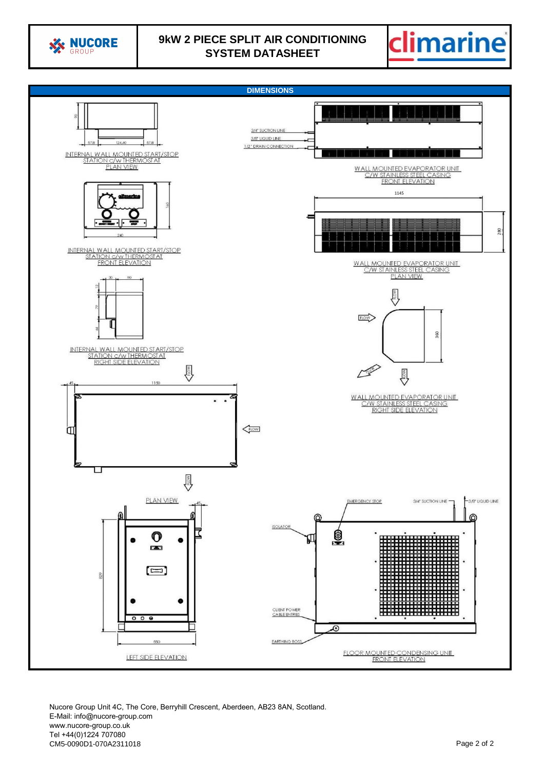# 9kW 2 PIECE SPLIT AIR CONDITIONING SYSTEM DATASHEET

## DIMENSIONS

90

57.8 124.40 57.8

INTERNAL WALL MOUNTED START/STOP STATION c/w THERMOSTAT PLAN VIEW

160

240

INTERNAL WALL MOUNTED START/STOP STATION c/w THERMOSTAT FRONT ELEVATION

30 90

12

79

64

INTERNAL WALL MOUNTED START/STOP STATION c/w THERMOSTAT RIGHT SIDE ELEVATION

3/4" SUCTION LINE

3/8" LIQUID LINE

1/2" DRAIN CONNECTION

WALL MOUNTED EVAPORATOR UNIT C/W STAINLESS STEEL CASING FRONT ELEVATION

1145

280

WALL MOUNTED EVAPORATOR UNIT C/W STAINLESS STEEL CASING PLAN VIEW

FLOW

360

WALL MOUNTED EVAPORATOR UNIT C/W STAINLESS STEEL CASING RIGHT SIDE ELEVATION

45

1150

FLOW

PLAN VIEW

45

809

550

LEFT SIDE ELEVATION

EMERGENCY STOP

3/4" SUCTION LINE

3/8" LIQUID LINE

ISOLATOR

CLIENT POWER CABLE ENTRIES

EARTHING BOSS

FLOOR MOUNTED CONDENSING UNIT FRONT ELEVATION

Nucore Group Unit 4C, The Core, Berryhill Crescent, Aberdeen, AB23 8AN, Scotland.
E-Mail: info@nucore-group.com
www.nucore-group.co.uk
Tel +44(0)1224 707080
CM5-0090D1-070A2311018